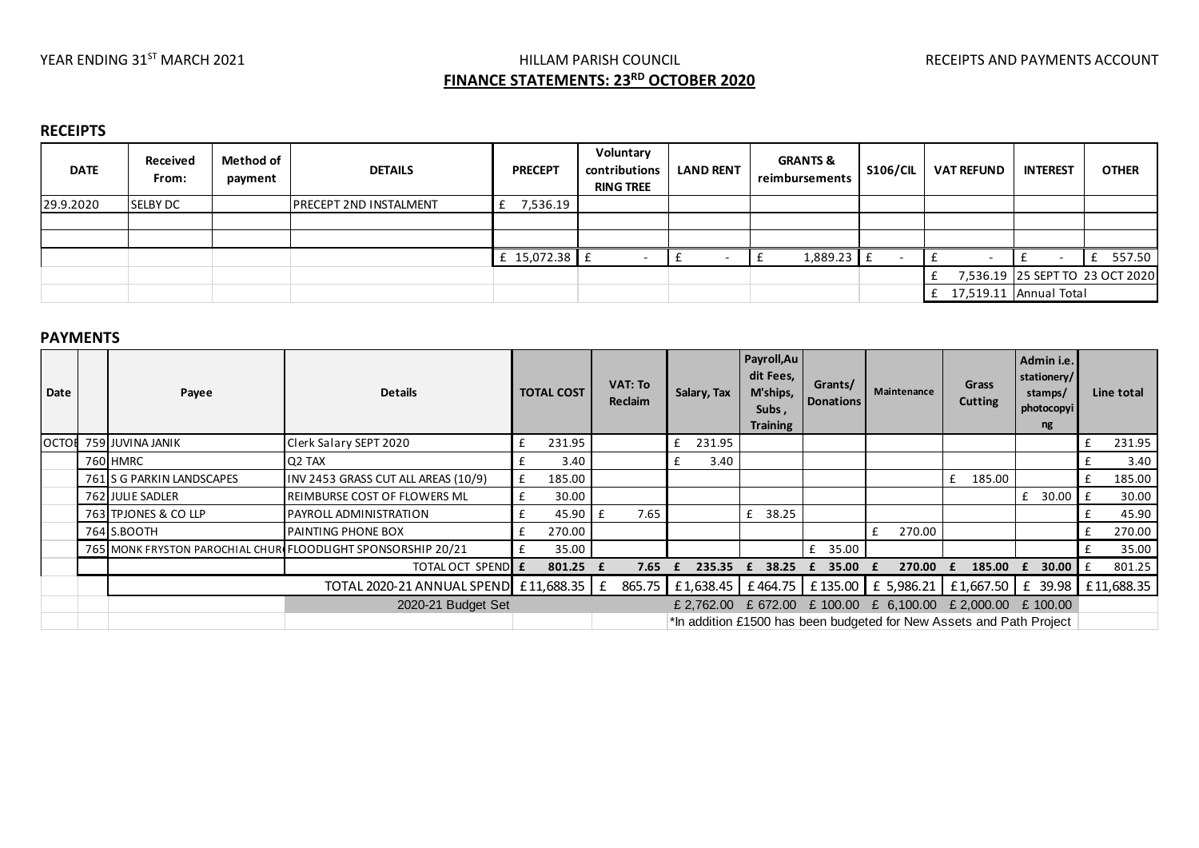YEAR ENDING 31[ST] MARCH 2021

HILLAM PARISH COUNCIL

RECEIPTS AND PAYMENTS ACCOUNT

**FINANCE STATEMENTS: 23[RD] OCTOBER 2020**

## RECEIPTS

| DATE | Received From: | Method of payment | DETAILS | PRECEPT | Voluntary contributions RING TREE | LAND RENT | GRANTS & reimbursements | S106/CIL | VAT REFUND | INTEREST | OTHER |
|---|---|---|---|---|---|---|---|---|---|---|---|
| 29.9.2020 | SELBY DC | | PRECEPT 2ND INSTALMENT | £ 7,536.19 | | | | | | | |
| | | | | | | | | | | | |
| | | | | | | | | | | | |
| | | | | £ 15,072.38 | £ - | £ - | £ 1,889.23 | £ - | £ - | £ - | £ 557.50 |
| | | | | | | | | | £ 7,536.19 | 25 SEPT TO 23 OCT 2020 | |
| | | | | | | | | | £ 17,519.11 | Annual Total | |

## PAYMENTS

| Date | | Payee | Details | TOTAL COST | VAT: To Reclaim | Salary, Tax | Payroll,Audit Fees, M'ships, Subs , Training | Grants/ Donations | Maintenance | Grass Cutting | Admin i.e. stationery/ stamps/ photocopying | Line total |
|---|---|---|---|---|---|---|---|---|---|---|---|---|
| OCTOB | 759 | JUVINA JANIK | Clerk Salary SEPT 2020 | £ 231.95 | | £ 231.95 | | | | | | £ 231.95 |
| | 760 | HMRC | Q2 TAX | £ 3.40 | | £ 3.40 | | | | | | £ 3.40 |
| | 761 | S G PARKIN LANDSCAPES | INV 2453 GRASS CUT ALL AREAS (10/9) | £ 185.00 | | | | | | £ 185.00 | | £ 185.00 |
| | 762 | JULIE SADLER | REIMBURSE COST OF FLOWERS ML | £ 30.00 | | | | | | | £ 30.00 | £ 30.00 |
| | 763 | TPJONES & CO LLP | PAYROLL ADMINISTRATION | £ 45.90 | £ 7.65 | | £ 38.25 | | | | | £ 45.90 |
| | 764 | S.BOOTH | PAINTING PHONE BOX | £ 270.00 | | | | | £ 270.00 | | | £ 270.00 |
| | 765 | MONK FRYSTON PAROCHIAL CHUR | FLOODLIGHT SPONSORSHIP 20/21 | £ 35.00 | | | | £ 35.00 | | | | £ 35.00 |
| | | | TOTAL OCT SPEND | £ 801.25 | £ 7.65 | £ 235.35 | £ 38.25 | £ 35.00 | £ 270.00 | £ 185.00 | £ 30.00 | £ 801.25 |
| | | TOTAL 2020-21 ANNUAL SPEND | | £11,688.35 | £ 865.75 | £1,638.45 | £464.75 | £135.00 | £ 5,986.21 | £1,667.50 | £ 39.98 | £11,688.35 |
| | | | 2020-21 Budget Set | | | £ 2,762.00 | £ 672.00 | £ 100.00 | £ 6,100.00 | £ 2,000.00 | £ 100.00 | |
| | | | | | | *In addition £1500 has been budgeted for New Assets and Path Project | | | | | | |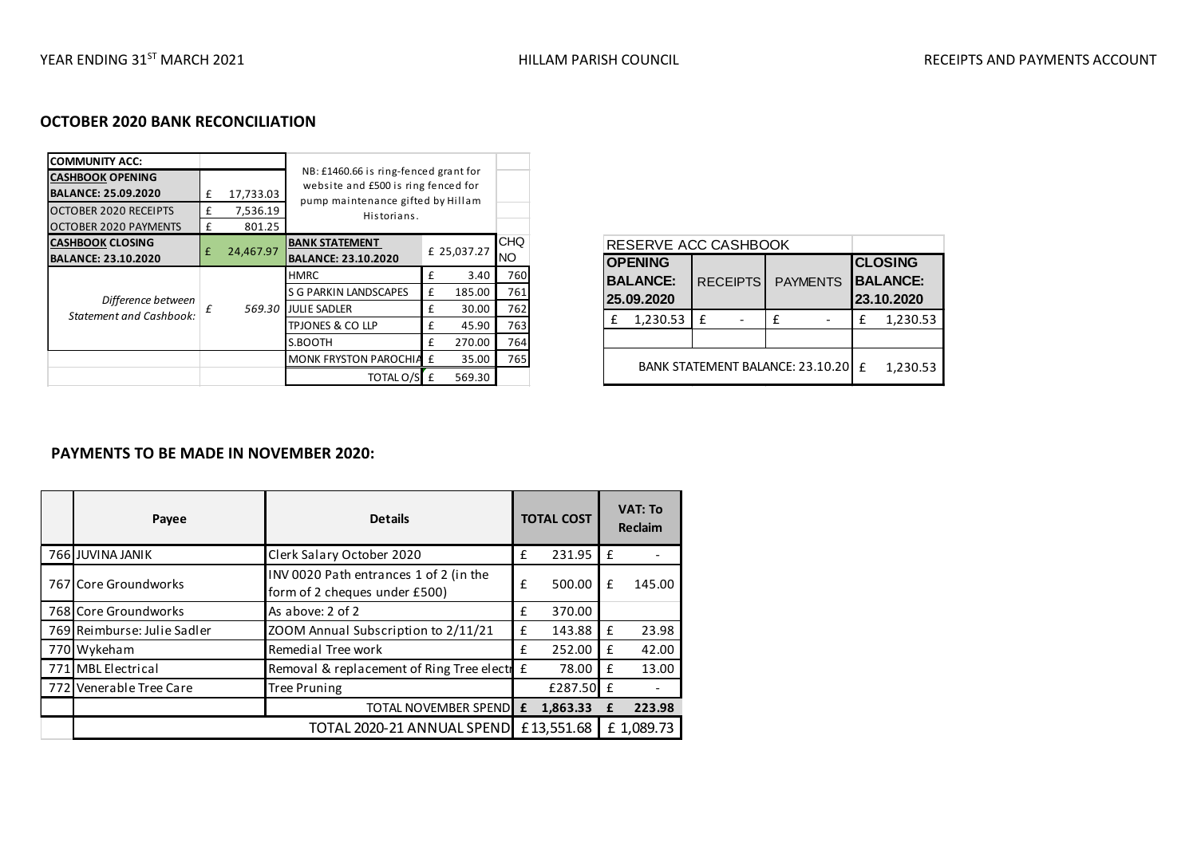YEAR ENDING 31ST MARCH 2021 HILLAM PARISH COUNCIL RECEIPTS AND PAYMENTS ACCOUNT

## OCTOBER 2020 BANK RECONCILIATION

| COMMUNITY ACC: | | NB: £1460.66 is ring-fenced grant for website and £500 is ring fenced for pump maintenance gifted by Hillam Historians. | | |
|---|---|---|---|---|
| **CASHBOOK OPENING BALANCE: 25.09.2020** | £ 17,733.03 | | | |
| OCTOBER 2020 RECEIPTS | £ 7,536.19 | | | |
| OCTOBER 2020 PAYMENTS | £ 801.25 | | | |
| **CASHBOOK CLOSING BALANCE: 23.10.2020** | £ 24,467.97 | **BANK STATEMENT BALANCE: 23.10.2020** | £ 25,037.27 | CHQ NO |
| *Difference between Statement and Cashbook:* | *£ 569.30* | HMRC | £ 3.40 | 760 |
| | | S G PARKIN LANDSCAPES | £ 185.00 | 761 |
| | | JULIE SADLER | £ 30.00 | 762 |
| | | TPJONES & CO LLP | £ 45.90 | 763 |
| | | S.BOOTH | £ 270.00 | 764 |
| | | MONK FRYSTON PAROCHIA | £ 35.00 | 765 |
| | | TOTAL O/S | £ 569.30 | |

| RESERVE ACC CASHBOOK | | | |
|---|---|---|---|
| **OPENING BALANCE: 25.09.2020** | RECEIPTS | PAYMENTS | **CLOSING BALANCE: 23.10.2020** |
| £ 1,230.53 | £ - | £ - | £ 1,230.53 |
| BANK STATEMENT BALANCE: 23.10.20 | | | £ 1,230.53 |

## PAYMENTS TO BE MADE IN NOVEMBER 2020:

| | Payee | Details | TOTAL COST | VAT: To Reclaim |
|---|---|---|---|---|
| 766 | JUVINA JANIK | Clerk Salary October 2020 | £ 231.95 | £ - |
| 767 | Core Groundworks | INV 0020 Path entrances 1 of 2 (in the form of 2 cheques under £500) | £ 500.00 | £ 145.00 |
| 768 | Core Groundworks | As above: 2 of 2 | £ 370.00 | |
| 769 | Reimburse: Julie Sadler | ZOOM Annual Subscription to 2/11/21 | £ 143.88 | £ 23.98 |
| 770 | Wykeham | Remedial Tree work | £ 252.00 | £ 42.00 |
| 771 | MBL Electrical | Removal & replacement of Ring Tree electr | £ 78.00 | £ 13.00 |
| 772 | Venerable Tree Care | Tree Pruning | £287.50 | £ - |
| | | TOTAL NOVEMBER SPEND | £ 1,863.33 | £ 223.98 |
| | TOTAL 2020-21 ANNUAL SPEND | | £13,551.68 | £ 1,089.73 |